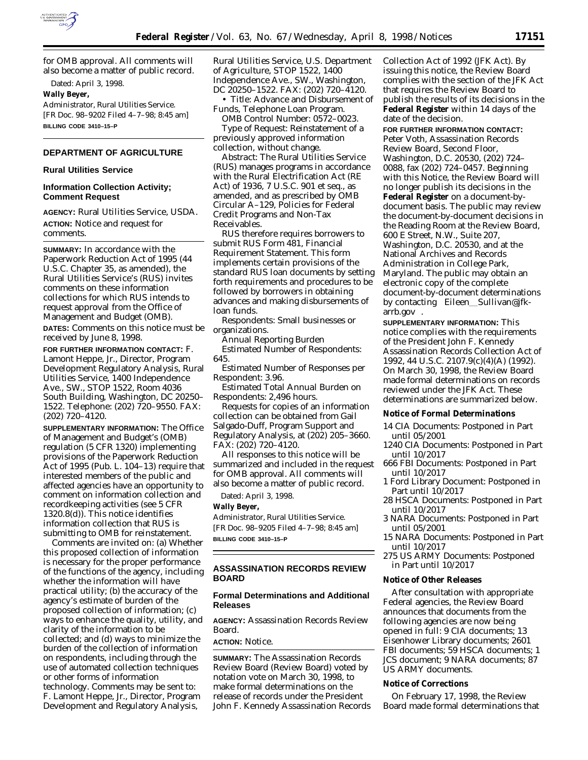for OMB approval. All comments will also become a matter of public record.

Dated: April 3, 1998.

**Wally Beyer,**

*Administrator, Rural Utilities Service.*

[FR Doc. 98–9202 Filed 4–7–98; 8:45 am]

**BILLING CODE 3410–15–P**

## DEPARTMENT OF AGRICULTURE

### Rural Utilities Service

### Information Collection Activity; Comment Request

**AGENCY:** Rural Utilities Service, USDA.

**ACTION:** Notice and request for comments.

**SUMMARY:** In accordance with the Paperwork Reduction Act of 1995 (44 U.S.C. Chapter 35, as amended), the Rural Utilities Service's (RUS) invites comments on these information collections for which RUS intends to request approval from the Office of Management and Budget (OMB).

**DATES:** Comments on this notice must be received by June 8, 1998.

**FOR FURTHER INFORMATION CONTACT:** F. Lamont Heppe, Jr., Director, Program Development Regulatory Analysis, Rural Utilities Service, 1400 Independence Ave., SW., STOP 1522, Room 4036 South Building, Washington, DC 20250–1522. Telephone: (202) 720–9550. FAX: (202) 720–4120.

**SUPPLEMENTARY INFORMATION:** The Office of Management and Budget's (OMB) regulation (5 CFR 1320) implementing provisions of the Paperwork Reduction Act of 1995 (Pub. L. 104–13) require that interested members of the public and affected agencies have an opportunity to comment on information collection and recordkeeping activities (see 5 CFR 1320.8(d)). This notice identifies information collection that RUS is submitting to OMB for reinstatement.

Comments are invited on: (a) Whether this proposed collection of information is necessary for the proper performance of the functions of the agency, including whether the information will have practical utility; (b) the accuracy of the agency's estimate of burden of the proposed collection of information; (c) ways to enhance the quality, utility, and clarity of the information to be collected; and (d) ways to minimize the burden of the collection of information on respondents, including through the use of automated collection techniques or other forms of information technology. Comments may be sent to: F. Lamont Heppe, Jr., Director, Program Development and Regulatory Analysis, Rural Utilities Service, U.S. Department of Agriculture, STOP 1522, 1400 Independence Ave., SW., Washington, DC 20250–1522. FAX: (202) 720–4120.

• Title: Advance and Disbursement of Funds, Telephone Loan Program.

OMB Control Number: 0572–0023.

Type of Request: Reinstatement of a previously approved information collection, without change.

Abstract: The Rural Utilities Service (RUS) manages programs in accordance with the Rural Electrification Act (RE Act) of 1936, 7 U.S.C. 901 et seq., as amended, and as prescribed by OMB Circular A–129, Policies for Federal Credit Programs and Non-Tax Receivables.

RUS therefore requires borrowers to submit RUS Form 481, Financial Requirement Statement. This form implements certain provisions of the standard RUS loan documents by setting forth requirements and procedures to be followed by borrowers in obtaining advances and making disbursements of loan funds.

Respondents: Small businesses or organizations.

Annual Reporting Burden

Estimated Number of Respondents: 645.

Estimated Number of Responses per Respondent: 3.96.

Estimated Total Annual Burden on Respondents: 2,496 hours.

Requests for copies of an information collection can be obtained from Gail Salgado-Duff, Program Support and Regulatory Analysis, at (202) 205–3660. FAX: (202) 720–4120.

All responses to this notice will be summarized and included in the request for OMB approval. All comments will also become a matter of public record.

Dated: April 3, 1998.

**Wally Beyer,**

*Administrator, Rural Utilities Service.*

[FR Doc. 98–9205 Filed 4–7–98; 8:45 am]

**BILLING CODE 3410–15–P**

## ASSASSINATION RECORDS REVIEW BOARD

### Formal Determinations and Additional Releases

**AGENCY:** Assassination Records Review Board.

**ACTION:** Notice.

**SUMMARY:** The Assassination Records Review Board (Review Board) voted by notation vote on March 30, 1998, to make formal determinations on the release of records under the President John F. Kennedy Assassination Records Collection Act of 1992 (JFK Act). By issuing this notice, the Review Board complies with the section of the JFK Act that requires the Review Board to publish the results of its decisions in the **Federal Register** within 14 days of the date of the decision.

**FOR FURTHER INFORMATION CONTACT:** Peter Voth, Assassination Records Review Board, Second Floor, Washington, D.C. 20530, (202) 724–0088, fax (202) 724–0457. Beginning with this Notice, the Review Board will no longer publish its decisions in the **Federal Register** on a document-by-document basis. The public may review the document-by-document decisions in the Reading Room at the Review Board, 600 E Street, N.W., Suite 207, Washington, D.C. 20530, and at the National Archives and Records Administration in College Park, Maryland. The public may obtain an electronic copy of the complete document-by-document determinations by contacting Eileen__Sullivan@jfk-arrb.gov.

**SUPPLEMENTARY INFORMATION:** This notice complies with the requirements of the President John F. Kennedy Assassination Records Collection Act of 1992, 44 U.S.C. 2107.9(c)(4)(A) (1992). On March 30, 1998, the Review Board made formal determinations on records reviewed under the JFK Act. These determinations are summarized below.

#### Notice of Formal Determinations

- 14 CIA Documents: Postponed in Part until 05/2001
- 1240 CIA Documents: Postponed in Part until 10/2017
- 666 FBI Documents: Postponed in Part until 10/2017
- 1 Ford Library Document: Postponed in Part until 10/2017
- 28 HSCA Documents: Postponed in Part until 10/2017
- 3 NARA Documents: Postponed in Part until 05/2001
- 15 NARA Documents: Postponed in Part until 10/2017
- 275 US ARMY Documents: Postponed in Part until 10/2017

#### Notice of Other Releases

After consultation with appropriate Federal agencies, the Review Board announces that documents from the following agencies are now being opened in full: 9 CIA documents; 13 Eisenhower Library documents; 2601 FBI documents; 59 HSCA documents; 1 JCS document; 9 NARA documents; 87 US ARMY documents.

#### Notice of Corrections

On February 17, 1998, the Review Board made formal determinations that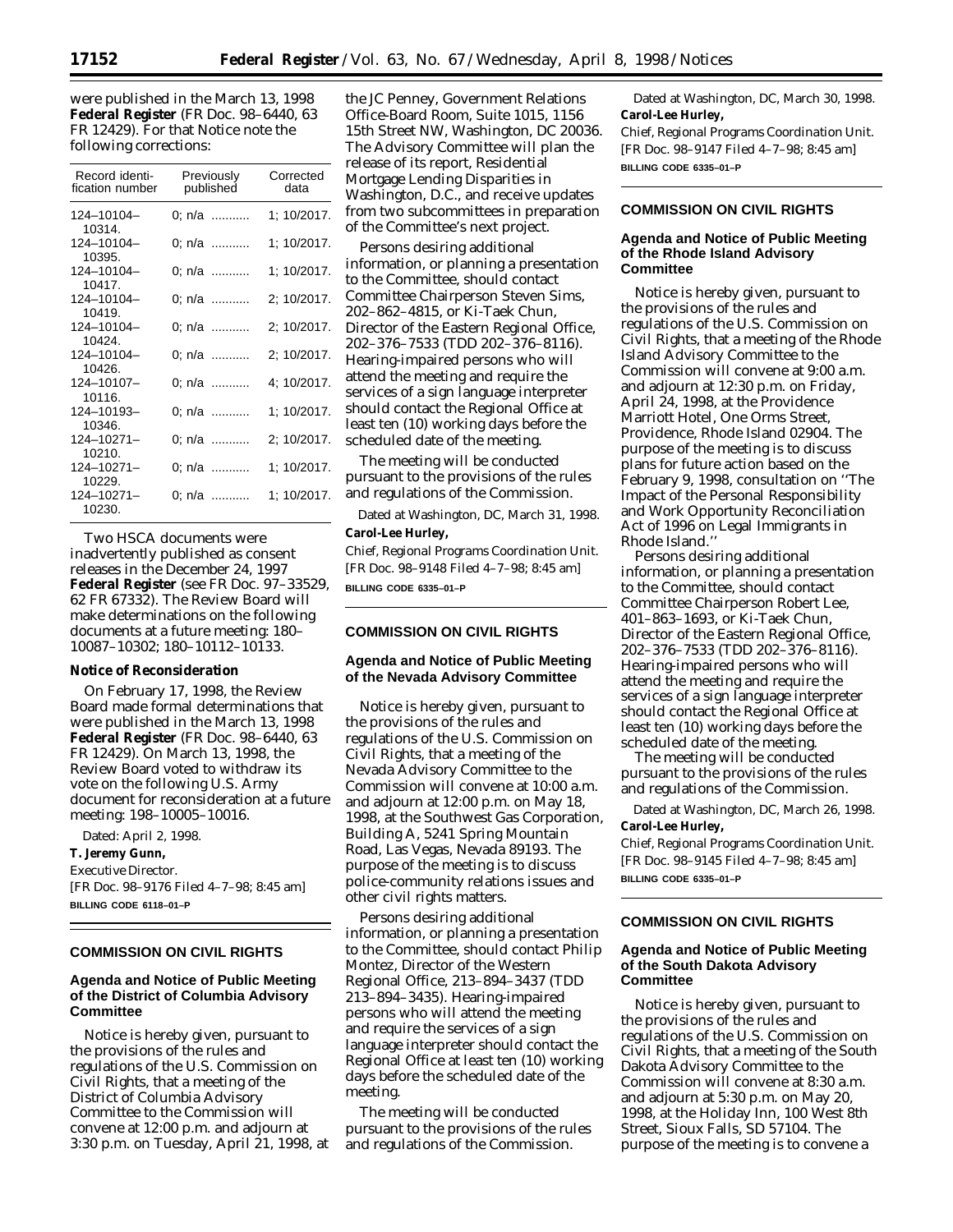were published in the March 13, 1998 **Federal Register** (FR Doc. 98–6440, 63 FR 12429). For that Notice note the following corrections:

| Record identification number | Previously published | Corrected data |
|---|---|---|
| 124–10104–10314. | 0; n/a .......... | 1; 10/2017. |
| 124–10104–10395. | 0; n/a .......... | 1; 10/2017. |
| 124–10104–10417. | 0; n/a .......... | 1; 10/2017. |
| 124–10104–10419. | 0; n/a .......... | 2; 10/2017. |
| 124–10104–10424. | 0; n/a .......... | 2; 10/2017. |
| 124–10104–10426. | 0; n/a .......... | 2; 10/2017. |
| 124–10107–10116. | 0; n/a .......... | 4; 10/2017. |
| 124–10193–10346. | 0; n/a .......... | 1; 10/2017. |
| 124–10271–10210. | 0; n/a .......... | 2; 10/2017. |
| 124–10271–10229. | 0; n/a .......... | 1; 10/2017. |
| 124–10271–10230. | 0; n/a .......... | 1; 10/2017. |

Two HSCA documents were inadvertently published as consent releases in the December 24, 1997 **Federal Register** (see FR Doc. 97–33529, 62 FR 67332). The Review Board will make determinations on the following documents at a future meeting: 180–10087–10302; 180–10112–10133.

***Notice of Reconsideration***

On February 17, 1998, the Review Board made formal determinations that were published in the March 13, 1998 **Federal Register** (FR Doc. 98–6440, 63 FR 12429). On March 13, 1998, the Review Board voted to withdraw its vote on the following U.S. Army document for reconsideration at a future meeting: 198–10005–10016.

Dated: April 2, 1998.

**T. Jeremy Gunn,**

*Executive Director.*

[FR Doc. 98–9176 Filed 4–7–98; 8:45 am]

**BILLING CODE 6118–01–P**

---

## COMMISSION ON CIVIL RIGHTS

### Agenda and Notice of Public Meeting of the District of Columbia Advisory Committee

Notice is hereby given, pursuant to the provisions of the rules and regulations of the U.S. Commission on Civil Rights, that a meeting of the District of Columbia Advisory Committee to the Commission will convene at 12:00 p.m. and adjourn at 3:30 p.m. on Tuesday, April 21, 1998, at the JC Penney, Government Relations Office-Board Room, Suite 1015, 1156 15th Street NW, Washington, DC 20036. The Advisory Committee will plan the release of its report, Residential Mortgage Lending Disparities in Washington, D.C., and receive updates from two subcommittees in preparation of the Committee's next project.

Persons desiring additional information, or planning a presentation to the Committee, should contact Committee Chairperson Steven Sims, 202–862–4815, or Ki-Taek Chun, Director of the Eastern Regional Office, 202–376–7533 (TDD 202–376–8116). Hearing-impaired persons who will attend the meeting and require the services of a sign language interpreter should contact the Regional Office at least ten (10) working days before the scheduled date of the meeting.

The meeting will be conducted pursuant to the provisions of the rules and regulations of the Commission.

Dated at Washington, DC, March 31, 1998.

**Carol-Lee Hurley,**

*Chief, Regional Programs Coordination Unit.*

[FR Doc. 98–9148 Filed 4–7–98; 8:45 am]

**BILLING CODE 6335–01–P**

---

## COMMISSION ON CIVIL RIGHTS

### Agenda and Notice of Public Meeting of the Nevada Advisory Committee

Notice is hereby given, pursuant to the provisions of the rules and regulations of the U.S. Commission on Civil Rights, that a meeting of the Nevada Advisory Committee to the Commission will convene at 10:00 a.m. and adjourn at 12:00 p.m. on May 18, 1998, at the Southwest Gas Corporation, Building A, 5241 Spring Mountain Road, Las Vegas, Nevada 89193. The purpose of the meeting is to discuss police-community relations issues and other civil rights matters.

Persons desiring additional information, or planning a presentation to the Committee, should contact Philip Montez, Director of the Western Regional Office, 213–894–3437 (TDD 213–894–3435). Hearing-impaired persons who will attend the meeting and require the services of a sign language interpreter should contact the Regional Office at least ten (10) working days before the scheduled date of the meeting.

The meeting will be conducted pursuant to the provisions of the rules and regulations of the Commission.

Dated at Washington, DC, March 30, 1998.

**Carol-Lee Hurley,**

*Chief, Regional Programs Coordination Unit.*

[FR Doc. 98–9147 Filed 4–7–98; 8:45 am]

**BILLING CODE 6335–01–P**

---

## COMMISSION ON CIVIL RIGHTS

### Agenda and Notice of Public Meeting of the Rhode Island Advisory Committee

Notice is hereby given, pursuant to the provisions of the rules and regulations of the U.S. Commission on Civil Rights, that a meeting of the Rhode Island Advisory Committee to the Commission will convene at 9:00 a.m. and adjourn at 12:30 p.m. on Friday, April 24, 1998, at the Providence Marriott Hotel, One Orms Street, Providence, Rhode Island 02904. The purpose of the meeting is to discuss plans for future action based on the February 9, 1998, consultation on "The Impact of the Personal Responsibility and Work Opportunity Reconciliation Act of 1996 on Legal Immigrants in Rhode Island."

Persons desiring additional information, or planning a presentation to the Committee, should contact Committee Chairperson Robert Lee, 401–863–1693, or Ki-Taek Chun, Director of the Eastern Regional Office, 202–376–7533 (TDD 202–376–8116). Hearing-impaired persons who will attend the meeting and require the services of a sign language interpreter should contact the Regional Office at least ten (10) working days before the scheduled date of the meeting.

The meeting will be conducted pursuant to the provisions of the rules and regulations of the Commission.

Dated at Washington, DC, March 26, 1998.

**Carol-Lee Hurley,**

*Chief, Regional Programs Coordination Unit.*

[FR Doc. 98–9145 Filed 4–7–98; 8:45 am]

**BILLING CODE 6335–01–P**

---

## COMMISSION ON CIVIL RIGHTS

### Agenda and Notice of Public Meeting of the South Dakota Advisory Committee

Notice is hereby given, pursuant to the provisions of the rules and regulations of the U.S. Commission on Civil Rights, that a meeting of the South Dakota Advisory Committee to the Commission will convene at 8:30 a.m. and adjourn at 5:30 p.m. on May 20, 1998, at the Holiday Inn, 100 West 8th Street, Sioux Falls, SD 57104. The purpose of the meeting is to convene a